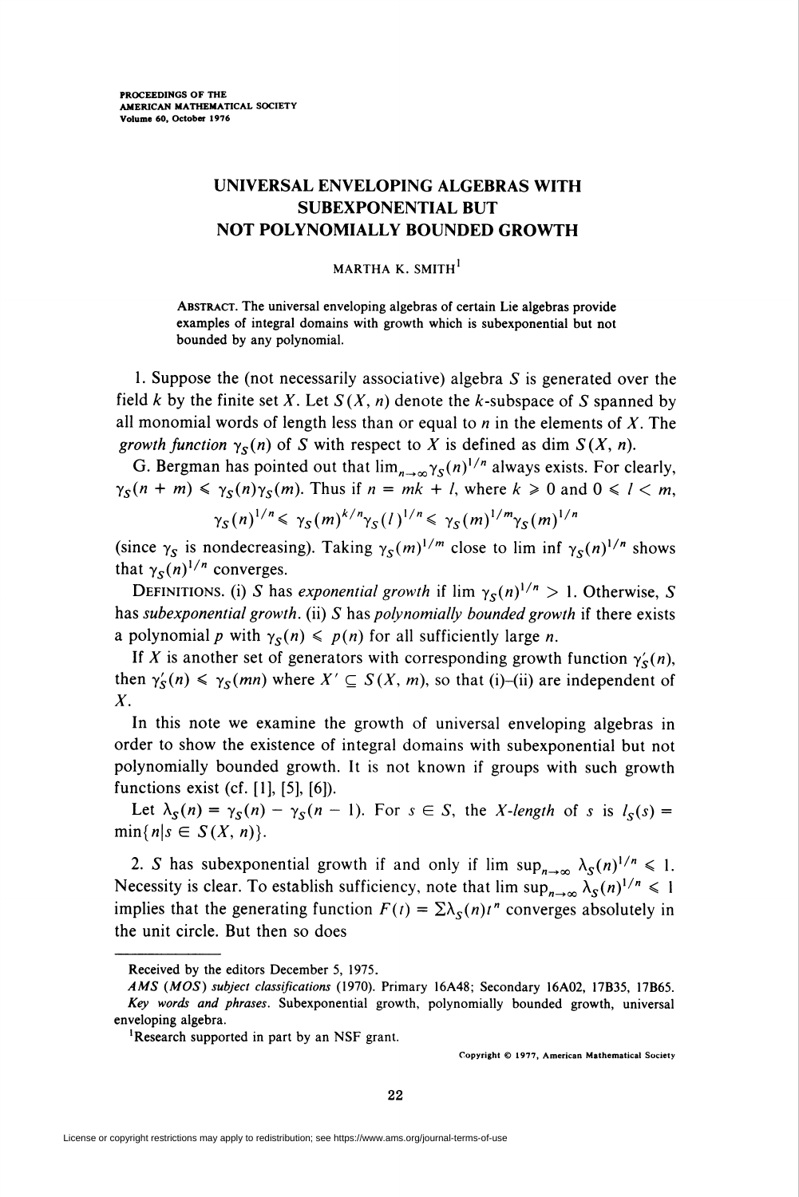# UNIVERSAL ENVELOPING ALGEBRAS WITH SUBEXPONENTIAL BUT NOT POLYNOMIALLY BOUNDED GROWTH

MARTHA K. SMITH[1]

ABSTRACT. The universal enveloping algebras of certain Lie algebras provide examples of integral domains with growth which is subexponential but not bounded by any polynomial.

1. Suppose the (not necessarily associative) algebra $S$ is generated over the field $k$ by the finite set $X$. Let $S(X, n)$ denote the $k$-subspace of $S$ spanned by all monomial words of length less than or equal to $n$ in the elements of $X$. The *growth function* $\gamma_S(n)$ of $S$ with respect to $X$ is defined as $\dim S(X, n)$.

G. Bergman has pointed out that $\lim_{n\to\infty} \gamma_S(n)^{1/n}$ always exists. For clearly, $\gamma_S(n + m) \leqslant \gamma_S(n)\gamma_S(m)$. Thus if $n = mk + l$, where $k \geqslant 0$ and $0 \leqslant l < m$,

$$\gamma_S(n)^{1/n} \leqslant \gamma_S(m)^{k/n}\gamma_S(l)^{1/n} \leqslant \gamma_S(m)^{1/m}\gamma_S(m)^{1/n}$$

(since $\gamma_S$ is nondecreasing). Taking $\gamma_S(m)^{1/m}$ close to $\liminf \gamma_S(n)^{1/n}$ shows that $\gamma_S(n)^{1/n}$ converges.

DEFINITIONS. (i) $S$ has *exponential growth* if $\lim \gamma_S(n)^{1/n} > 1$. Otherwise, $S$ has *subexponential growth*. (ii) $S$ has *polynomially bounded growth* if there exists a polynomial $p$ with $\gamma_S(n) \leqslant p(n)$ for all sufficiently large $n$.

If $X$ is another set of generators with corresponding growth function $\gamma'_S(n)$, then $\gamma'_S(n) \leqslant \gamma_S(mn)$ where $X' \subseteq S(X, m)$, so that (i)–(ii) are independent of $X$.

In this note we examine the growth of universal enveloping algebras in order to show the existence of integral domains with subexponential but not polynomially bounded growth. It is not known if groups with such growth functions exist (cf. [1], [5], [6]).

Let $\lambda_S(n) = \gamma_S(n) - \gamma_S(n - 1)$. For $s \in S$, the *X-length* of $s$ is $l_S(s) = \min\{n | s \in S(X, n)\}$.

2. $S$ has subexponential growth if and only if $\limsup_{n\to\infty} \lambda_S(n)^{1/n} \leqslant 1$. Necessity is clear. To establish sufficiency, note that $\limsup_{n\to\infty} \lambda_S(n)^{1/n} \leqslant 1$ implies that the generating function $F(t) = \sum\lambda_S(n)t^n$ converges absolutely in the unit circle. But then so does

---

Received by the editors December 5, 1975.

*AMS (MOS) subject classifications* (1970). Primary 16A48; Secondary 16A02, 17B35, 17B65.

*Key words and phrases*. Subexponential growth, polynomially bounded growth, universal enveloping algebra.

[1]Research supported in part by an NSF grant.

Copyright © 1977, American Mathematical Society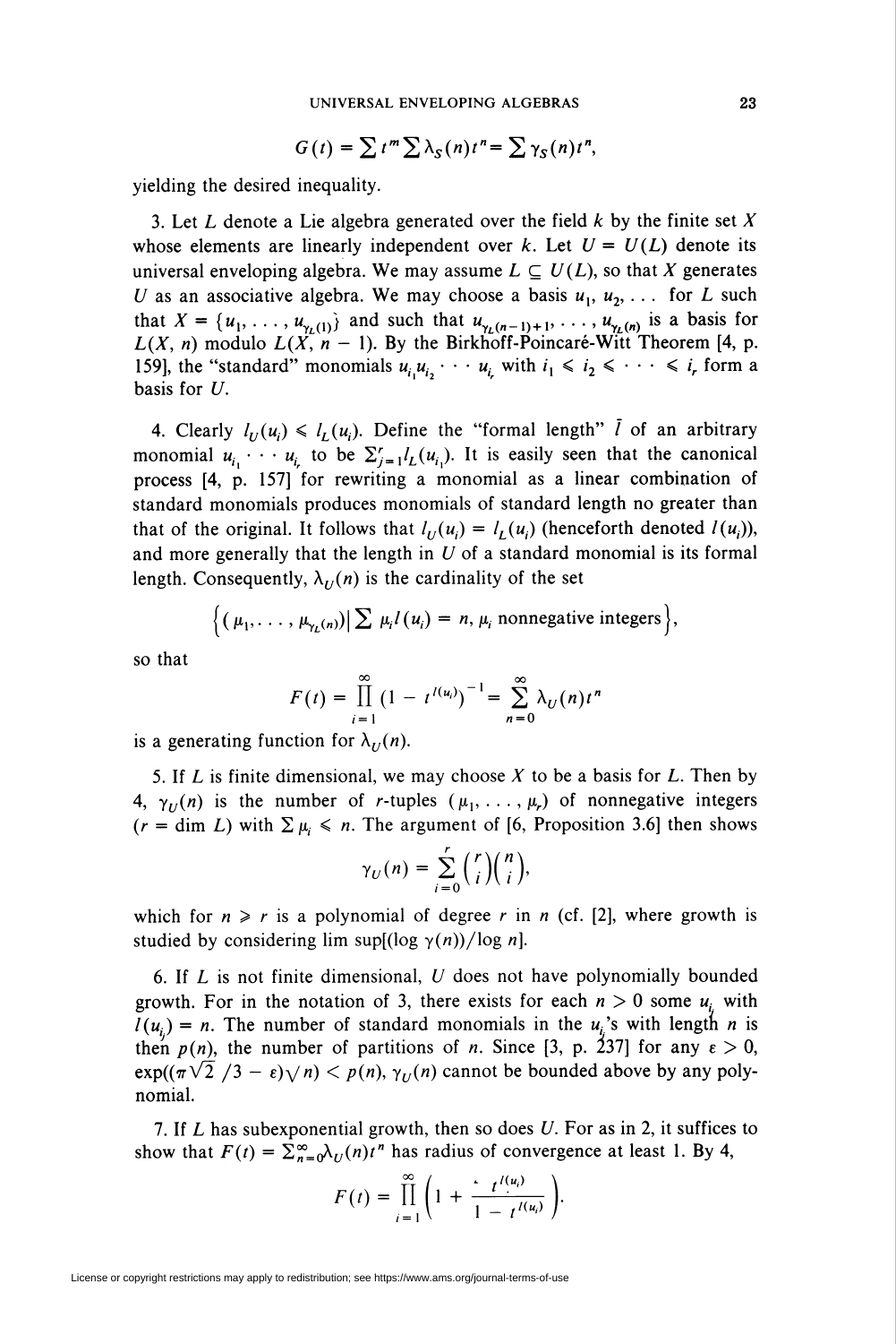$$G(t) = \sum t^m \sum \lambda_S(n) t^n = \sum \gamma_S(n) t^n,$$

yielding the desired inequality.

3. Let $L$ denote a Lie algebra generated over the field $k$ by the finite set $X$ whose elements are linearly independent over $k$. Let $U = U(L)$ denote its universal enveloping algebra. We may assume $L \subseteq U(L)$, so that $X$ generates $U$ as an associative algebra. We may choose a basis $u_1, u_2, \ldots$ for $L$ such that $X = \{u_1, \ldots, u_{\gamma_L(1)}\}$ and such that $u_{\gamma_L(n-1)+1}, \ldots, u_{\gamma_L(n)}$ is a basis for $L(X, n)$ modulo $L(X, n-1)$. By the Birkhoff-Poincaré-Witt Theorem [4, p. 159], the "standard" monomials $u_{i_1} u_{i_2} \cdots u_{i_r}$ with $i_1 \leqslant i_2 \leqslant \cdots \leqslant i_r$ form a basis for $U$.

4. Clearly $l_U(u_i) \leqslant l_L(u_i)$. Define the "formal length" $\bar{l}$ of an arbitrary monomial $u_{i_1} \cdots u_{i_r}$ to be $\sum_{j=1}^r l_L(u_{i_j})$. It is easily seen that the canonical process [4, p. 157] for rewriting a monomial as a linear combination of standard monomials produces monomials of standard length no greater than that of the original. It follows that $l_U(u_i) = l_L(u_i)$ (henceforth denoted $l(u_i)$), and more generally that the length in $U$ of a standard monomial is its formal length. Consequently, $\lambda_U(n)$ is the cardinality of the set

$$\left\{ (\mu_1, \ldots, \mu_{\gamma_L(n)}) \middle| \sum \mu_i l(u_i) = n,\ \mu_i \text{ nonnegative integers} \right\},$$

so that

$$F(t) = \prod_{i=1}^{\infty} (1 - t^{l(u_i)})^{-1} = \sum_{n=0}^{\infty} \lambda_U(n) t^n$$

is a generating function for $\lambda_U(n)$.

5. If $L$ is finite dimensional, we may choose $X$ to be a basis for $L$. Then by 4, $\gamma_U(n)$ is the number of $r$-tuples $(\mu_1, \ldots, \mu_r)$ of nonnegative integers ($r = \dim L$) with $\sum \mu_i \leqslant n$. The argument of [6, Proposition 3.6] then shows

$$\gamma_U(n) = \sum_{i=0}^{r} \binom{r}{i} \binom{n}{i},$$

which for $n \geqslant r$ is a polynomial of degree $r$ in $n$ (cf. [2], where growth is studied by considering $\limsup[(\log \gamma(n))/\log n]$.

6. If $L$ is not finite dimensional, $U$ does not have polynomially bounded growth. For in the notation of 3, there exists for each $n > 0$ some $u_{i_j}$ with $l(u_{i_j}) = n$. The number of standard monomials in the $u_{i_j}$'s with length $n$ is then $p(n)$, the number of partitions of $n$. Since [3, p. 237] for any $\varepsilon > 0$, $\exp((\pi\sqrt{2}/3 - \varepsilon)\sqrt{n}) < p(n)$, $\gamma_U(n)$ cannot be bounded above by any polynomial.

7. If $L$ has subexponential growth, then so does $U$. For as in 2, it suffices to show that $F(t) = \sum_{n=0}^{\infty} \lambda_U(n) t^n$ has radius of convergence at least 1. By 4,

$$F(t) = \prod_{i=1}^{\infty} \left( 1 + \frac{t^{l(u_i)}}{1 - t^{l(u_i)}} \right).$$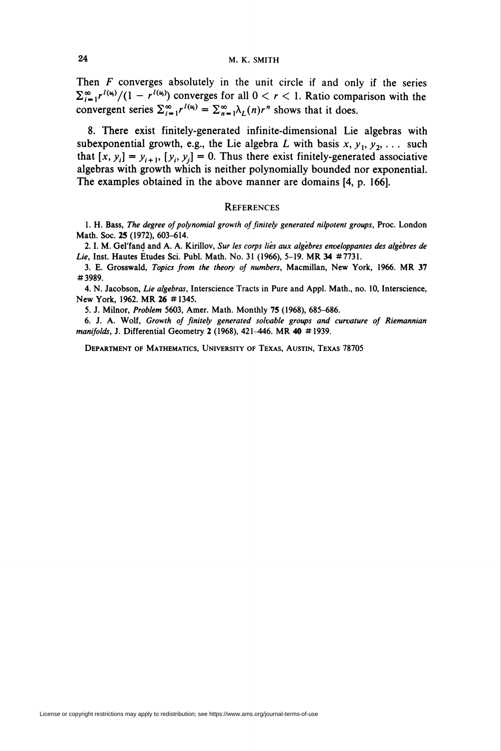Then $F$ converges absolutely in the unit circle if and only if the series $\sum_{i=1}^{\infty} r^{l(u_i)}/(1 - r^{l(u_i)})$ converges for all $0 < r < 1$. Ratio comparison with the convergent series $\sum_{i=1}^{\infty} r^{l(u_i)} = \sum_{n=1}^{\infty} \lambda_L(n) r^n$ shows that it does.

8. There exist finitely-generated infinite-dimensional Lie algebras with subexponential growth, e.g., the Lie algebra $L$ with basis $x, y_1, y_2, \ldots$ such that $[x, y_i] = y_{i+1}$, $[y_i, y_j] = 0$. Thus there exist finitely-generated associative algebras with growth which is neither polynomially bounded nor exponential. The examples obtained in the above manner are domains [4, p. 166].

## References

1. H. Bass, *The degree of polynomial growth of finitely generated nilpotent groups*, Proc. London Math. Soc. **25** (1972), 603–614.

2. I. M. Gel'fand and A. A. Kirillov, *Sur les corps liés aux algèbres enveloppantes des algèbres de Lie*, Inst. Hautes Études Sci. Publ. Math. No. 31 (1966), 5–19. MR **34** #7731.

3. E. Grosswald, *Topics from the theory of numbers*, Macmillan, New York, 1966. MR **37** #3989.

4. N. Jacobson, *Lie algebras*, Interscience Tracts in Pure and Appl. Math., no. 10, Interscience, New York, 1962. MR **26** #1345.

5. J. Milnor, *Problem* 5603, Amer. Math. Monthly **75** (1968), 685–686.

6. J. A. Wolf, *Growth of finitely generated solvable groups and curvature of Riemannian manifolds*, J. Differential Geometry **2** (1968), 421–446. MR **40** #1939.

Department of Mathematics, University of Texas, Austin, Texas 78705